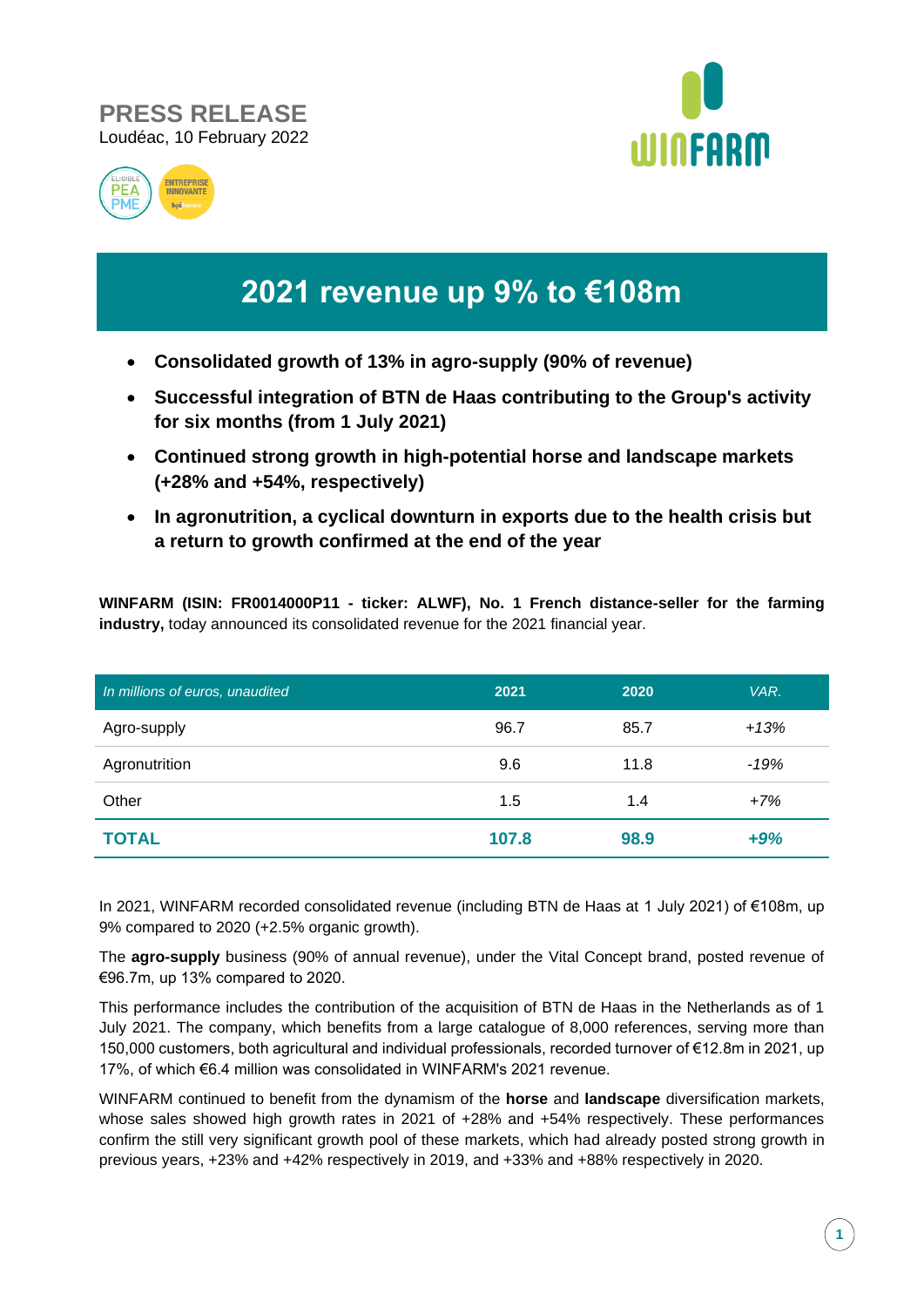**PRESS RELEASE**
Loudéac, 10 February 2022

# 2021 revenue up 9% to €108m

- **Consolidated growth of 13% in agro-supply (90% of revenue)**
- **Successful integration of BTN de Haas contributing to the Group's activity for six months (from 1 July 2021)**
- **Continued strong growth in high-potential horse and landscape markets (+28% and +54%, respectively)**
- **In agronutrition, a cyclical downturn in exports due to the health crisis but a return to growth confirmed at the end of the year**

**WINFARM (ISIN: FR0014000P11 - ticker: ALWF), No. 1 French distance-seller for the farming industry,** today announced its consolidated revenue for the 2021 financial year.

| *In millions of euros, unaudited* | 2021 | 2020 | *VAR.* |
|---|---|---|---|
| Agro-supply | 96.7 | 85.7 | *+13%* |
| Agronutrition | 9.6 | 11.8 | *-19%* |
| Other | 1.5 | 1.4 | *+7%* |
| **TOTAL** | **107.8** | **98.9** | ***+9%*** |

In 2021, WINFARM recorded consolidated revenue (including BTN de Haas at 1 July 2021) of €108m, up 9% compared to 2020 (+2.5% organic growth).

The **agro-supply** business (90% of annual revenue), under the Vital Concept brand, posted revenue of €96.7m, up 13% compared to 2020.

This performance includes the contribution of the acquisition of BTN de Haas in the Netherlands as of 1 July 2021. The company, which benefits from a large catalogue of 8,000 references, serving more than 150,000 customers, both agricultural and individual professionals, recorded turnover of €12.8m in 2021, up 17%, of which €6.4 million was consolidated in WINFARM's 2021 revenue.

WINFARM continued to benefit from the dynamism of the **horse** and **landscape** diversification markets, whose sales showed high growth rates in 2021 of +28% and +54% respectively. These performances confirm the still very significant growth pool of these markets, which had already posted strong growth in previous years, +23% and +42% respectively in 2019, and +33% and +88% respectively in 2020.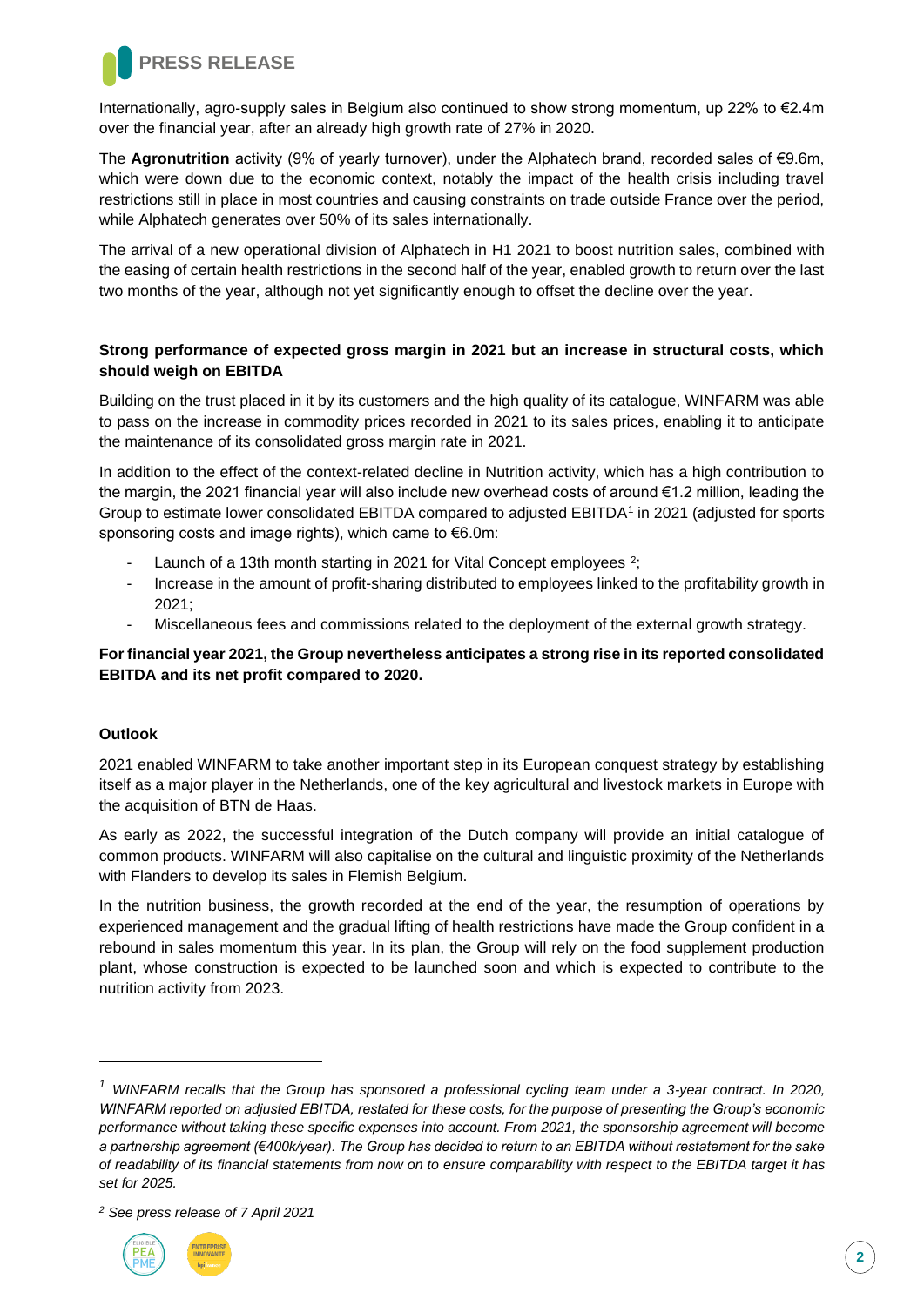Internationally, agro-supply sales in Belgium also continued to show strong momentum, up 22% to €2.4m over the financial year, after an already high growth rate of 27% in 2020.

The **Agronutrition** activity (9% of yearly turnover), under the Alphatech brand, recorded sales of €9.6m, which were down due to the economic context, notably the impact of the health crisis including travel restrictions still in place in most countries and causing constraints on trade outside France over the period, while Alphatech generates over 50% of its sales internationally.

The arrival of a new operational division of Alphatech in H1 2021 to boost nutrition sales, combined with the easing of certain health restrictions in the second half of the year, enabled growth to return over the last two months of the year, although not yet significantly enough to offset the decline over the year.

**Strong performance of expected gross margin in 2021 but an increase in structural costs, which should weigh on EBITDA**

Building on the trust placed in it by its customers and the high quality of its catalogue, WINFARM was able to pass on the increase in commodity prices recorded in 2021 to its sales prices, enabling it to anticipate the maintenance of its consolidated gross margin rate in 2021.

In addition to the effect of the context-related decline in Nutrition activity, which has a high contribution to the margin, the 2021 financial year will also include new overhead costs of around €1.2 million, leading the Group to estimate lower consolidated EBITDA compared to adjusted EBITDA[1] in 2021 (adjusted for sports sponsoring costs and image rights), which came to €6.0m:

- Launch of a 13th month starting in 2021 for Vital Concept employees [2];
- Increase in the amount of profit-sharing distributed to employees linked to the profitability growth in 2021;
- Miscellaneous fees and commissions related to the deployment of the external growth strategy.

**For financial year 2021, the Group nevertheless anticipates a strong rise in its reported consolidated EBITDA and its net profit compared to 2020.**

**Outlook**

2021 enabled WINFARM to take another important step in its European conquest strategy by establishing itself as a major player in the Netherlands, one of the key agricultural and livestock markets in Europe with the acquisition of BTN de Haas.

As early as 2022, the successful integration of the Dutch company will provide an initial catalogue of common products. WINFARM will also capitalise on the cultural and linguistic proximity of the Netherlands with Flanders to develop its sales in Flemish Belgium.

In the nutrition business, the growth recorded at the end of the year, the resumption of operations by experienced management and the gradual lifting of health restrictions have made the Group confident in a rebound in sales momentum this year. In its plan, the Group will rely on the food supplement production plant, whose construction is expected to be launched soon and which is expected to contribute to the nutrition activity from 2023.

---

[1] *WINFARM recalls that the Group has sponsored a professional cycling team under a 3-year contract. In 2020, WINFARM reported on adjusted EBITDA, restated for these costs, for the purpose of presenting the Group's economic performance without taking these specific expenses into account. From 2021, the sponsorship agreement will become a partnership agreement (€400k/year). The Group has decided to return to an EBITDA without restatement for the sake of readability of its financial statements from now on to ensure comparability with respect to the EBITDA target it has set for 2025.*

[2] *See press release of 7 April 2021*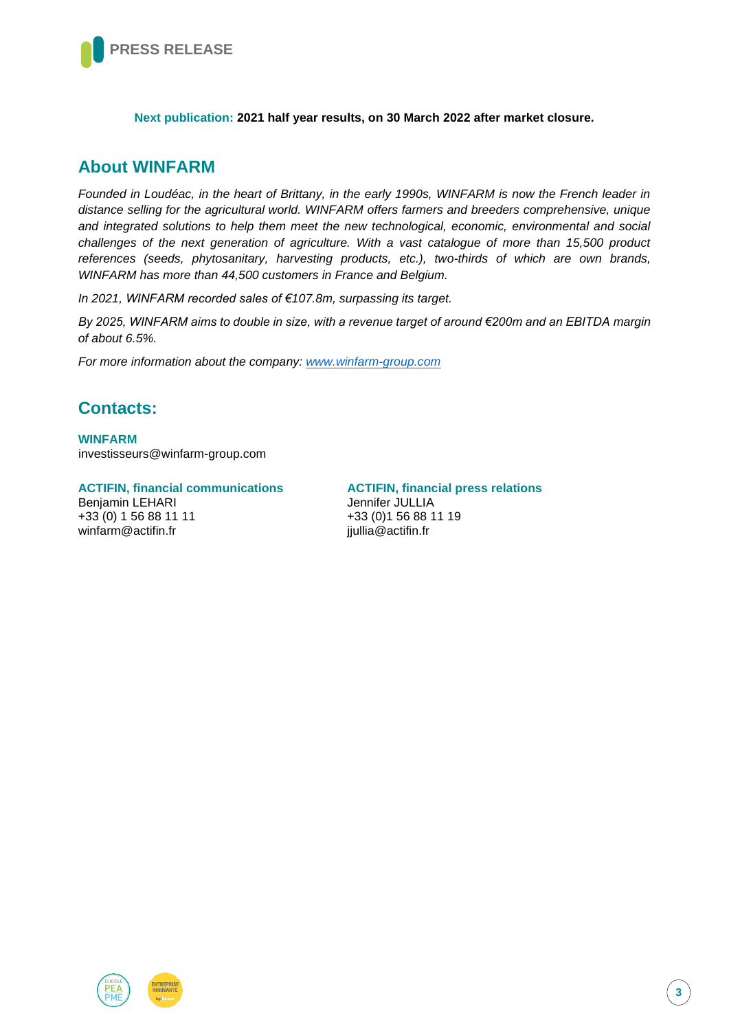**Next publication: 2021 half year results, on 30 March 2022 after market closure.**

## About WINFARM

*Founded in Loudéac, in the heart of Brittany, in the early 1990s, WINFARM is now the French leader in distance selling for the agricultural world. WINFARM offers farmers and breeders comprehensive, unique and integrated solutions to help them meet the new technological, economic, environmental and social challenges of the next generation of agriculture. With a vast catalogue of more than 15,500 product references (seeds, phytosanitary, harvesting products, etc.), two-thirds of which are own brands, WINFARM has more than 44,500 customers in France and Belgium.*

*In 2021, WINFARM recorded sales of €107.8m, surpassing its target.*

*By 2025, WINFARM aims to double in size, with a revenue target of around €200m and an EBITDA margin of about 6.5%.*

*For more information about the company: [www.winfarm-group.com](http://www.winfarm-group.com)*

## Contacts:

**WINFARM**
investisseurs@winfarm-group.com

**ACTIFIN, financial communications**
Benjamin LEHARI
+33 (0) 1 56 88 11 11
winfarm@actifin.fr

**ACTIFIN, financial press relations**
Jennifer JULLIA
+33 (0)1 56 88 11 19
jjullia@actifin.fr